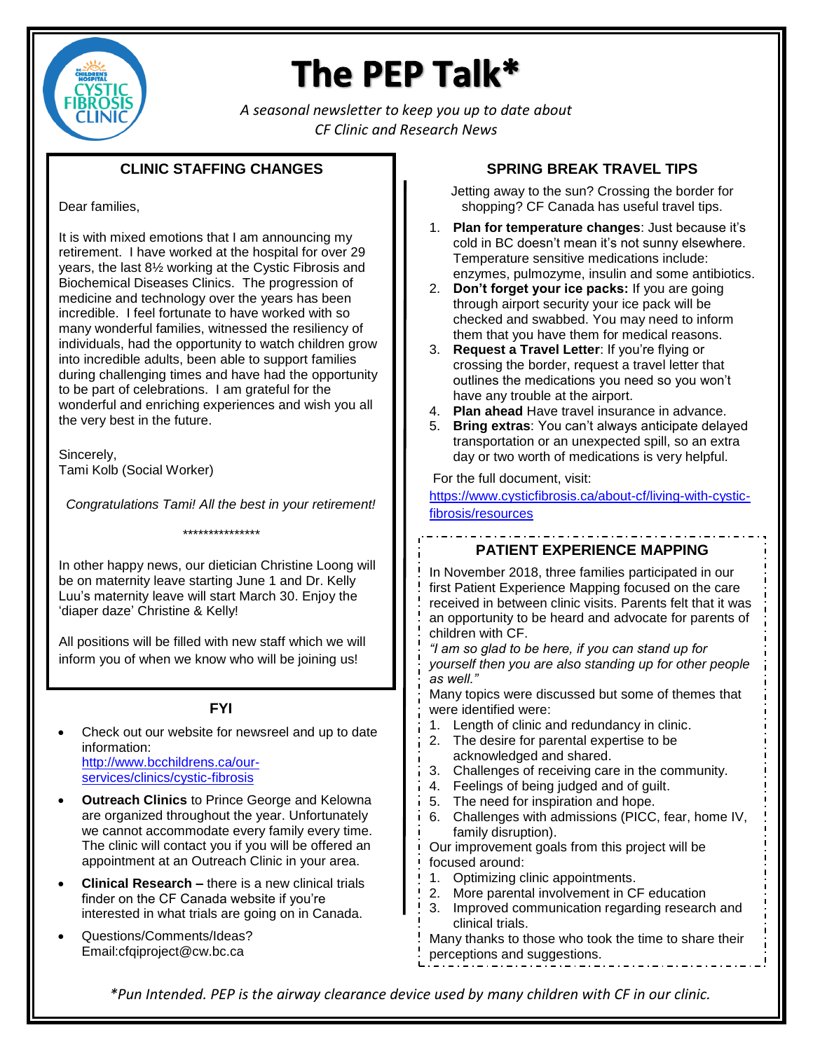# The PEP Talk*

*A seasonal newsletter to keep you up to date about CF Clinic and Research News*

## CLINIC STAFFING CHANGES

Dear families,

It is with mixed emotions that I am announcing my retirement. I have worked at the hospital for over 29 years, the last 8½ working at the Cystic Fibrosis and Biochemical Diseases Clinics. The progression of medicine and technology over the years has been incredible. I feel fortunate to have worked with so many wonderful families, witnessed the resiliency of individuals, had the opportunity to watch children grow into incredible adults, been able to support families during challenging times and have had the opportunity to be part of celebrations. I am grateful for the wonderful and enriching experiences and wish you all the very best in the future.

Sincerely,
Tami Kolb (Social Worker)

*Congratulations Tami! All the best in your retirement!*

***************

In other happy news, our dietician Christine Loong will be on maternity leave starting June 1 and Dr. Kelly Luu's maternity leave will start March 30. Enjoy the 'diaper daze' Christine & Kelly!

All positions will be filled with new staff which we will inform you of when we know who will be joining us!

## FYI

- Check out our website for newsreel and up to date information: http://www.bcchildrens.ca/our-services/clinics/cystic-fibrosis
- **Outreach Clinics** to Prince George and Kelowna are organized throughout the year. Unfortunately we cannot accommodate every family every time. The clinic will contact you if you will be offered an appointment at an Outreach Clinic in your area.
- **Clinical Research –** there is a new clinical trials finder on the CF Canada website if you're interested in what trials are going on in Canada.
- Questions/Comments/Ideas? Email:cfqiproject@cw.bc.ca

## SPRING BREAK TRAVEL TIPS

Jetting away to the sun? Crossing the border for shopping? CF Canada has useful travel tips.

1. **Plan for temperature changes**: Just because it's cold in BC doesn't mean it's not sunny elsewhere. Temperature sensitive medications include: enzymes, pulmozyme, insulin and some antibiotics.
2. **Don't forget your ice packs:** If you are going through airport security your ice pack will be checked and swabbed. You may need to inform them that you have them for medical reasons.
3. **Request a Travel Letter**: If you're flying or crossing the border, request a travel letter that outlines the medications you need so you won't have any trouble at the airport.
4. **Plan ahead** Have travel insurance in advance.
5. **Bring extras**: You can't always anticipate delayed transportation or an unexpected spill, so an extra day or two worth of medications is very helpful.

For the full document, visit: https://www.cysticfibrosis.ca/about-cf/living-with-cystic-fibrosis/resources

## PATIENT EXPERIENCE MAPPING

In November 2018, three families participated in our first Patient Experience Mapping focused on the care received in between clinic visits. Parents felt that it was an opportunity to be heard and advocate for parents of children with CF.

*"I am so glad to be here, if you can stand up for yourself then you are also standing up for other people as well."*

Many topics were discussed but some of themes that were identified were:

1. Length of clinic and redundancy in clinic.
2. The desire for parental expertise to be acknowledged and shared.
3. Challenges of receiving care in the community.
4. Feelings of being judged and of guilt.
5. The need for inspiration and hope.
6. Challenges with admissions (PICC, fear, home IV, family disruption).

Our improvement goals from this project will be focused around:

1. Optimizing clinic appointments.
2. More parental involvement in CF education
3. Improved communication regarding research and clinical trials.

Many thanks to those who took the time to share their perceptions and suggestions.

*\*Pun Intended. PEP is the airway clearance device used by many children with CF in our clinic.*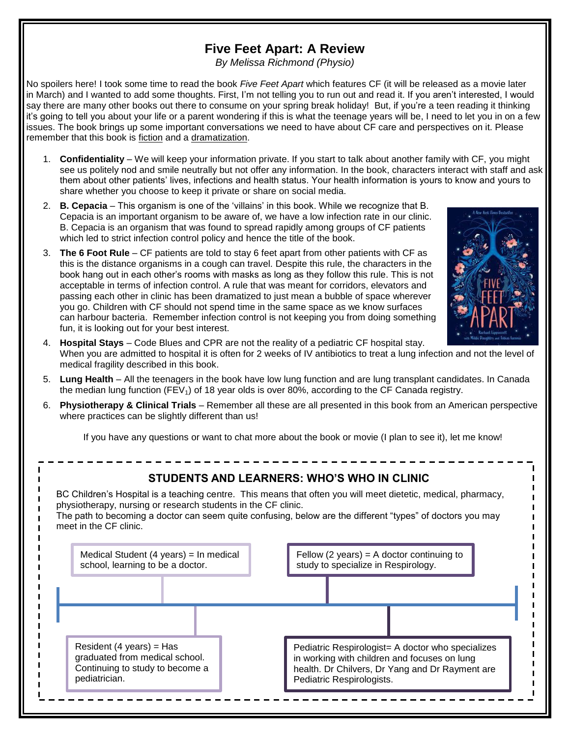# Five Feet Apart: A Review

*By Melissa Richmond (Physio)*

No spoilers here! I took some time to read the book *Five Feet Apart* which features CF (it will be released as a movie later in March) and I wanted to add some thoughts. First, I'm not telling you to run out and read it. If you aren't interested, I would say there are many other books out there to consume on your spring break holiday! But, if you're a teen reading it thinking it's going to tell you about your life or a parent wondering if this is what the teenage years will be, I need to let you in on a few issues. The book brings up some important conversations we need to have about CF care and perspectives on it. Please remember that this book is fiction and a dramatization.

1. **Confidentiality** – We will keep your information private. If you start to talk about another family with CF, you might see us politely nod and smile neutrally but not offer any information. In the book, characters interact with staff and ask them about other patients' lives, infections and health status. Your health information is yours to know and yours to share whether you choose to keep it private or share on social media.
2. **B. Cepacia** – This organism is one of the 'villains' in this book. While we recognize that B. Cepacia is an important organism to be aware of, we have a low infection rate in our clinic. B. Cepacia is an organism that was found to spread rapidly among groups of CF patients which led to strict infection control policy and hence the title of the book.
3. **The 6 Foot Rule** – CF patients are told to stay 6 feet apart from other patients with CF as this is the distance organisms in a cough can travel. Despite this rule, the characters in the book hang out in each other's rooms with masks as long as they follow this rule. This is not acceptable in terms of infection control. A rule that was meant for corridors, elevators and passing each other in clinic has been dramatized to just mean a bubble of space wherever you go. Children with CF should not spend time in the same space as we know surfaces can harbour bacteria. Remember infection control is not keeping you from doing something fun, it is looking out for your best interest.
4. **Hospital Stays** – Code Blues and CPR are not the reality of a pediatric CF hospital stay. When you are admitted to hospital it is often for 2 weeks of IV antibiotics to treat a lung infection and not the level of medical fragility described in this book.
5. **Lung Health** – All the teenagers in the book have low lung function and are lung transplant candidates. In Canada the median lung function ($FEV_1$) of 18 year olds is over 80%, according to the CF Canada registry.
6. **Physiotherapy & Clinical Trials** – Remember all these are all presented in this book from an American perspective where practices can be slightly different than us!

If you have any questions or want to chat more about the book or movie (I plan to see it), let me know!

## STUDENTS AND LEARNERS: WHO'S WHO IN CLINIC

BC Children's Hospital is a teaching centre. This means that often you will meet dietetic, medical, pharmacy, physiotherapy, nursing or research students in the CF clinic.

The path to becoming a doctor can seem quite confusing, below are the different "types" of doctors you may meet in the CF clinic.

- Medical Student (4 years) = In medical school, learning to be a doctor.
- Resident (4 years) = Has graduated from medical school. Continuing to study to become a pediatrician.
- Fellow (2 years) = A doctor continuing to study to specialize in Respirology.
- Pediatric Respirologist= A doctor who specializes in working with children and focuses on lung health. Dr Chilvers, Dr Yang and Dr Rayment are Pediatric Respirologists.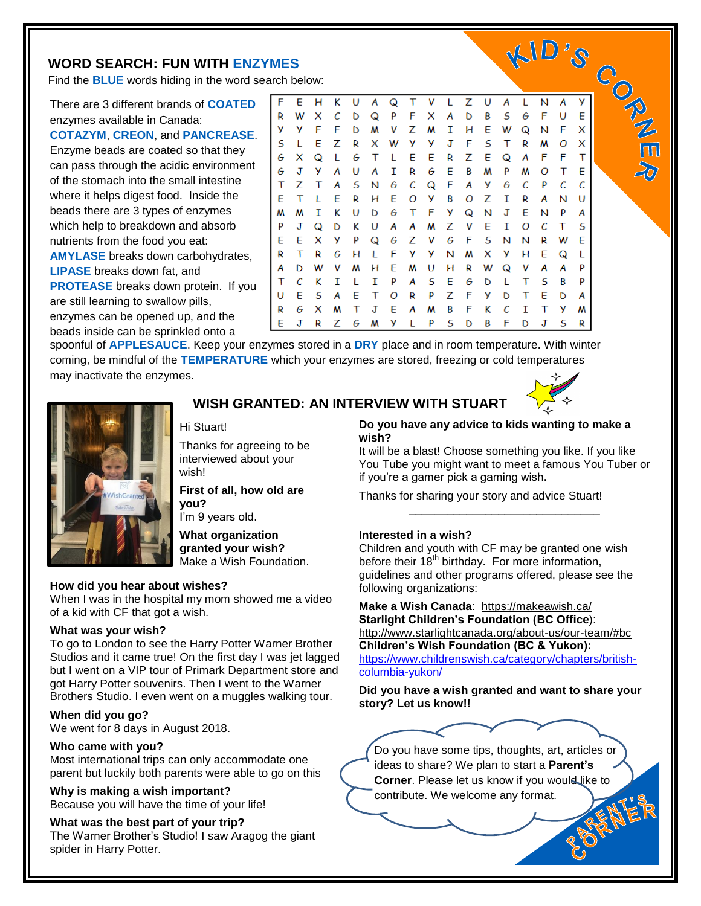KID'S CORNER

## WORD SEARCH: FUN WITH ENZYMES

Find the **BLUE** words hiding in the word search below:

| | | | | | | | | | | | | | | | |
|---|---|---|---|---|---|---|---|---|---|---|---|---|---|---|---|
| F | E | H | K | U | A | Q | T | V | L | Z | U | A | L | N | A | Y |
| R | W | X | C | D | Q | P | F | X | A | D | B | S | G | F | U | E |
| Y | Y | F | F | D | M | V | Z | M | I | H | E | W | Q | N | F | X |
| S | L | E | Z | R | X | W | Y | Y | J | F | S | T | R | M | O | X |
| G | X | Q | L | G | T | L | E | E | R | Z | E | Q | A | F | F | T |
| G | J | Y | A | U | A | I | R | G | E | B | M | P | M | O | T | E |
| T | Z | T | A | S | N | G | C | Q | F | A | Y | G | C | P | C | C |
| E | T | L | E | R | H | E | O | Y | B | O | Z | I | R | A | N | U |
| M | M | I | K | U | D | G | T | F | Y | Q | N | J | E | N | P | A |
| P | J | Q | D | K | U | A | A | M | Z | V | E | I | O | C | T | S |
| E | E | X | Y | P | Q | G | Z | V | G | F | S | N | N | R | W | E |
| R | T | R | G | H | L | F | Y | Y | N | M | X | Y | H | E | Q | L |
| A | D | W | V | M | H | E | M | U | H | R | W | Q | V | A | A | P |
| T | C | K | I | L | I | P | A | S | E | G | D | L | T | S | B | P |
| U | E | S | A | E | T | O | R | P | Z | F | Y | D | T | E | D | A |
| R | G | X | M | T | J | E | A | M | B | F | K | C | I | T | Y | M |
| E | J | R | Z | G | M | Y | L | P | S | D | B | F | D | J | S | R |

There are 3 different brands of **COATED** enzymes available in Canada: **COTAZYM**, **CREON**, and **PANCREASE**. Enzyme beads are coated so that they can pass through the acidic environment of the stomach into the small intestine where it helps digest food. Inside the beads there are 3 types of enzymes which help to breakdown and absorb nutrients from the food you eat: **AMYLASE** breaks down carbohydrates, **LIPASE** breaks down fat, and **PROTEASE** breaks down protein. If you are still learning to swallow pills, enzymes can be opened up, and the beads inside can be sprinkled onto a spoonful of **APPLESAUCE**. Keep your enzymes stored in a **DRY** place and in room temperature. With winter coming, be mindful of the **TEMPERATURE** which your enzymes are stored, freezing or cold temperatures may inactivate the enzymes.

## WISH GRANTED: AN INTERVIEW WITH STUART

Hi Stuart!

Thanks for agreeing to be interviewed about your wish!

**First of all, how old are you?**
I'm 9 years old.

**What organization granted your wish?**
Make a Wish Foundation.

**How did you hear about wishes?**
When I was in the hospital my mom showed me a video of a kid with CF that got a wish.

**What was your wish?**
To go to London to see the Harry Potter Warner Brother Studios and it came true! On the first day I was jet lagged but I went on a VIP tour of Primark Department store and got Harry Potter souvenirs. Then I went to the Warner Brothers Studio. I even went on a muggles walking tour.

**When did you go?**
We went for 8 days in August 2018.

**Who came with you?**
Most international trips can only accommodate one parent but luckily both parents were able to go on this

**Why is making a wish important?**
Because you will have the time of your life!

**What was the best part of your trip?**
The Warner Brother's Studio! I saw Aragog the giant spider in Harry Potter.

**Do you have any advice to kids wanting to make a wish?**
It will be a blast! Choose something you like. If you like You Tube you might want to meet a famous You Tuber or if you're a gamer pick a gaming wish.

Thanks for sharing your story and advice Stuart!

---

**Interested in a wish?**
Children and youth with CF may be granted one wish before their 18th birthday. For more information, guidelines and other programs offered, please see the following organizations:

**Make a Wish Canada**: https://makeawish.ca/
**Starlight Children's Foundation (BC Office)**: http://www.starlightcanada.org/about-us/our-team/#bc
**Children's Wish Foundation (BC & Yukon):** https://www.childrenswish.ca/category/chapters/british-columbia-yukon/

**Did you have a wish granted and want to share your story? Let us know!!**

Do you have some tips, thoughts, art, articles or ideas to share? We plan to start a **Parent's Corner**. Please let us know if you would like to contribute. We welcome any format.

PARENT'S CORNER